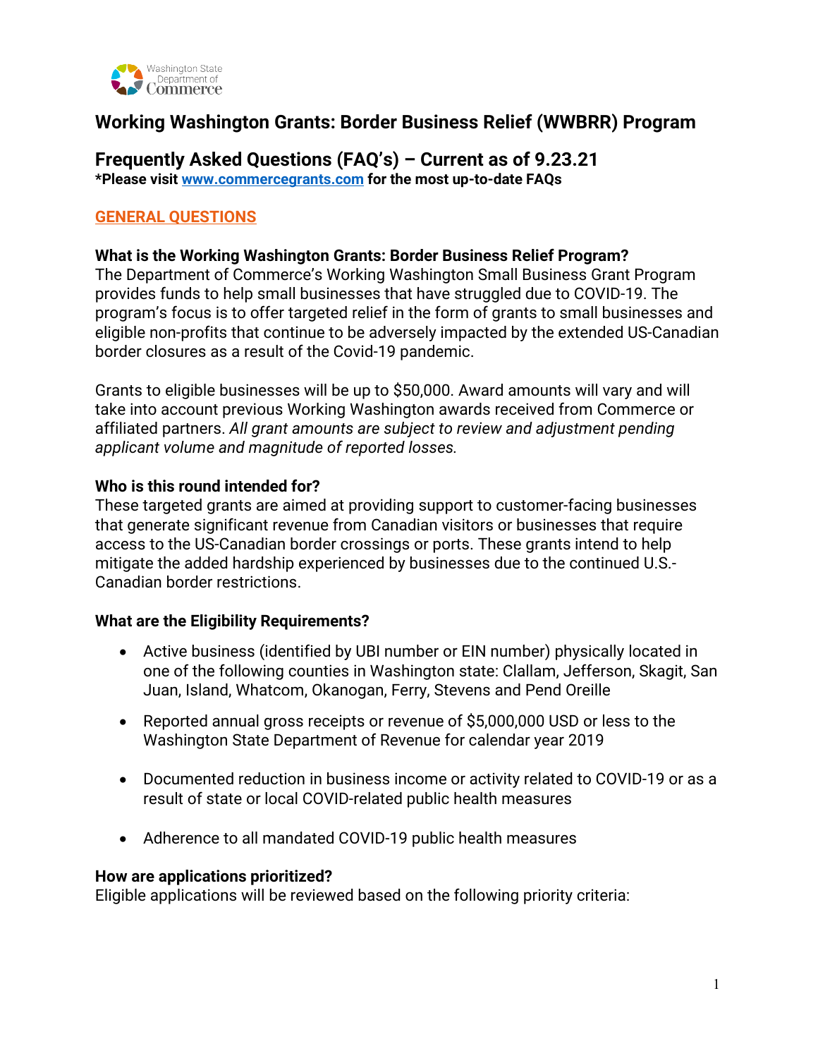# Working Washington Grants: Border Business Relief (WWBRR) Program

## Frequently Asked Questions (FAQ's) – Current as of 9.23.21

**\*Please visit [www.commercegrants.com](http://www.commercegrants.com) for the most up-to-date FAQs**

## GENERAL QUESTIONS

**What is the Working Washington Grants: Border Business Relief Program?**

The Department of Commerce's Working Washington Small Business Grant Program provides funds to help small businesses that have struggled due to COVID-19. The program's focus is to offer targeted relief in the form of grants to small businesses and eligible non-profits that continue to be adversely impacted by the extended US-Canadian border closures as a result of the Covid-19 pandemic.

Grants to eligible businesses will be up to $50,000. Award amounts will vary and will take into account previous Working Washington awards received from Commerce or affiliated partners. *All grant amounts are subject to review and adjustment pending applicant volume and magnitude of reported losses.*

**Who is this round intended for?**

These targeted grants are aimed at providing support to customer-facing businesses that generate significant revenue from Canadian visitors or businesses that require access to the US-Canadian border crossings or ports. These grants intend to help mitigate the added hardship experienced by businesses due to the continued U.S.-Canadian border restrictions.

**What are the Eligibility Requirements?**

- Active business (identified by UBI number or EIN number) physically located in one of the following counties in Washington state: Clallam, Jefferson, Skagit, San Juan, Island, Whatcom, Okanogan, Ferry, Stevens and Pend Oreille
- Reported annual gross receipts or revenue of $5,000,000 USD or less to the Washington State Department of Revenue for calendar year 2019
- Documented reduction in business income or activity related to COVID-19 or as a result of state or local COVID-related public health measures
- Adherence to all mandated COVID-19 public health measures

**How are applications prioritized?**

Eligible applications will be reviewed based on the following priority criteria: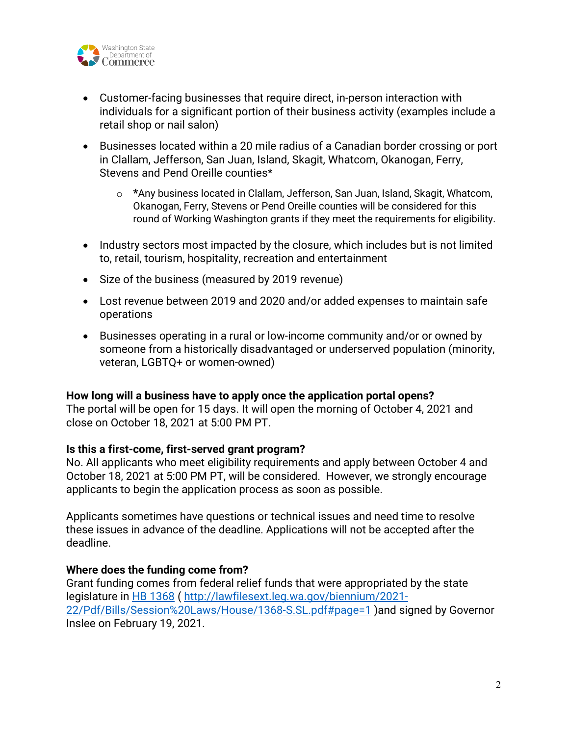- Customer-facing businesses that require direct, in-person interaction with individuals for a significant portion of their business activity (examples include a retail shop or nail salon)
- Businesses located within a 20 mile radius of a Canadian border crossing or port in Clallam, Jefferson, San Juan, Island, Skagit, Whatcom, Okanogan, Ferry, Stevens and Pend Oreille counties*
  - ***Any business located in Clallam, Jefferson, San Juan, Island, Skagit, Whatcom, Okanogan, Ferry, Stevens or Pend Oreille counties will be considered for this round of Working Washington grants if they meet the requirements for eligibility.
- Industry sectors most impacted by the closure, which includes but is not limited to, retail, tourism, hospitality, recreation and entertainment
- Size of the business (measured by 2019 revenue)
- Lost revenue between 2019 and 2020 and/or added expenses to maintain safe operations
- Businesses operating in a rural or low-income community and/or or owned by someone from a historically disadvantaged or underserved population (minority, veteran, LGBTQ+ or women-owned)

**How long will a business have to apply once the application portal opens?**
The portal will be open for 15 days. It will open the morning of October 4, 2021 and close on October 18, 2021 at 5:00 PM PT.

**Is this a first-come, first-served grant program?**
No. All applicants who meet eligibility requirements and apply between October 4 and October 18, 2021 at 5:00 PM PT, will be considered. However, we strongly encourage applicants to begin the application process as soon as possible.

Applicants sometimes have questions or technical issues and need time to resolve these issues in advance of the deadline. Applications will not be accepted after the deadline.

**Where does the funding come from?**
Grant funding comes from federal relief funds that were appropriated by the state legislature in [HB 1368](http://lawfilesext.leg.wa.gov/biennium/2021-22/Pdf/Bills/Session%20Laws/House/1368-S.SL.pdf#page=1) ( [http://lawfilesext.leg.wa.gov/biennium/2021-22/Pdf/Bills/Session%20Laws/House/1368-S.SL.pdf#page=1](http://lawfilesext.leg.wa.gov/biennium/2021-22/Pdf/Bills/Session%20Laws/House/1368-S.SL.pdf#page=1) )and signed by Governor Inslee on February 19, 2021.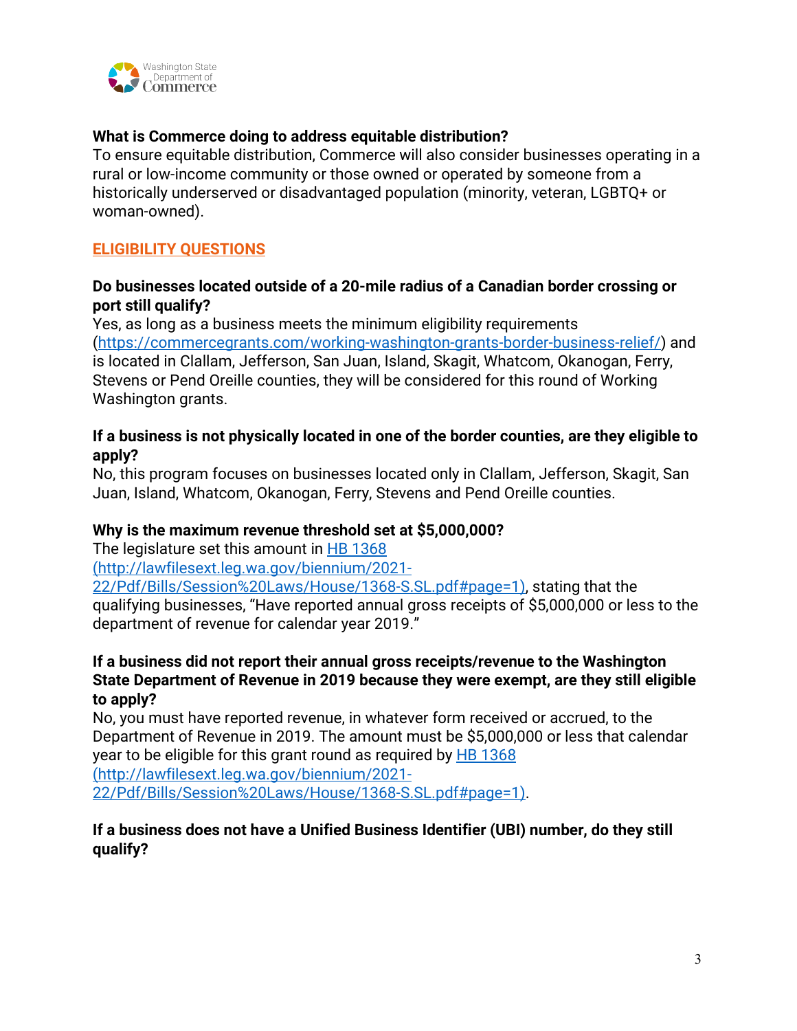**What is Commerce doing to address equitable distribution?**
To ensure equitable distribution, Commerce will also consider businesses operating in a rural or low-income community or those owned or operated by someone from a historically underserved or disadvantaged population (minority, veteran, LGBTQ+ or woman-owned).

## ELIGIBILITY QUESTIONS

**Do businesses located outside of a 20-mile radius of a Canadian border crossing or port still qualify?**
Yes, as long as a business meets the minimum eligibility requirements (https://commercegrants.com/working-washington-grants-border-business-relief/) and is located in Clallam, Jefferson, San Juan, Island, Skagit, Whatcom, Okanogan, Ferry, Stevens or Pend Oreille counties, they will be considered for this round of Working Washington grants.

**If a business is not physically located in one of the border counties, are they eligible to apply?**
No, this program focuses on businesses located only in Clallam, Jefferson, Skagit, San Juan, Island, Whatcom, Okanogan, Ferry, Stevens and Pend Oreille counties.

**Why is the maximum revenue threshold set at $5,000,000?**
The legislature set this amount in HB 1368 (http://lawfilesext.leg.wa.gov/biennium/2021-22/Pdf/Bills/Session%20Laws/House/1368-S.SL.pdf#page=1), stating that the qualifying businesses, "Have reported annual gross receipts of $5,000,000 or less to the department of revenue for calendar year 2019."

**If a business did not report their annual gross receipts/revenue to the Washington State Department of Revenue in 2019 because they were exempt, are they still eligible to apply?**
No, you must have reported revenue, in whatever form received or accrued, to the Department of Revenue in 2019. The amount must be $5,000,000 or less that calendar year to be eligible for this grant round as required by HB 1368 (http://lawfilesext.leg.wa.gov/biennium/2021-22/Pdf/Bills/Session%20Laws/House/1368-S.SL.pdf#page=1).

**If a business does not have a Unified Business Identifier (UBI) number, do they still qualify?**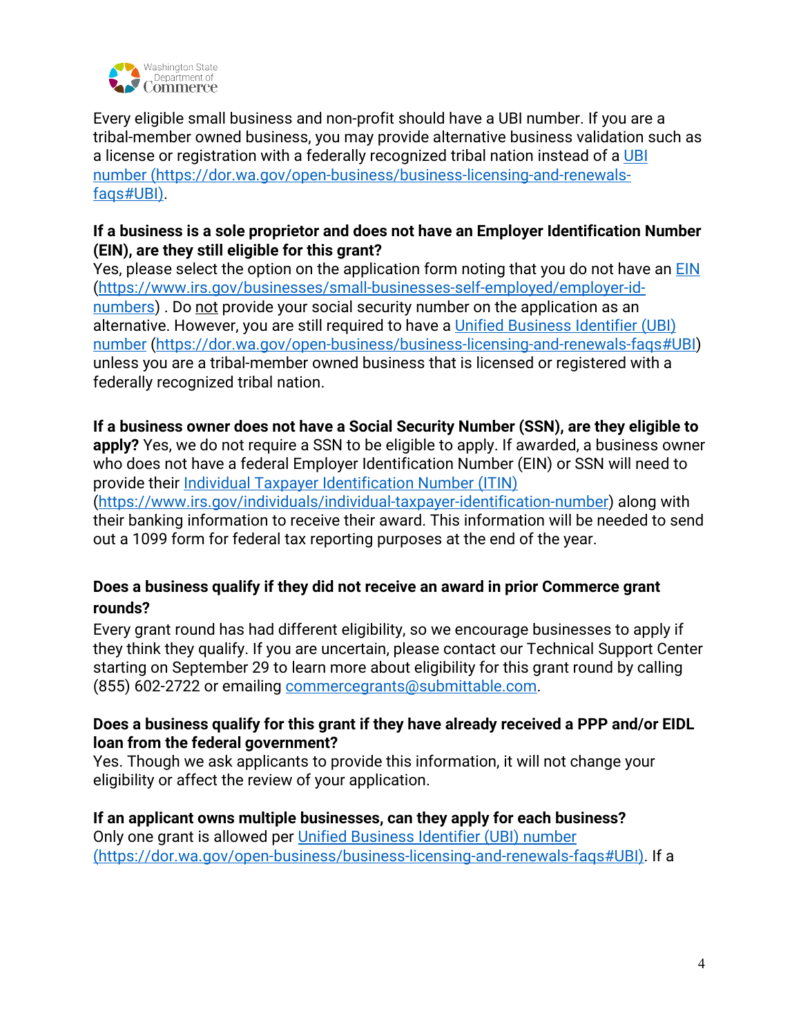Every eligible small business and non-profit should have a UBI number. If you are a tribal-member owned business, you may provide alternative business validation such as a license or registration with a federally recognized tribal nation instead of a UBI number (https://dor.wa.gov/open-business/business-licensing-and-renewals-faqs#UBI).

**If a business is a sole proprietor and does not have an Employer Identification Number (EIN), are they still eligible for this grant?**
Yes, please select the option on the application form noting that you do not have an EIN (https://www.irs.gov/businesses/small-businesses-self-employed/employer-id-numbers) . Do not provide your social security number on the application as an alternative. However, you are still required to have a Unified Business Identifier (UBI) number (https://dor.wa.gov/open-business/business-licensing-and-renewals-faqs#UBI) unless you are a tribal-member owned business that is licensed or registered with a federally recognized tribal nation.

**If a business owner does not have a Social Security Number (SSN), are they eligible to apply?** Yes, we do not require a SSN to be eligible to apply. If awarded, a business owner who does not have a federal Employer Identification Number (EIN) or SSN will need to provide their Individual Taxpayer Identification Number (ITIN) (https://www.irs.gov/individuals/individual-taxpayer-identification-number) along with their banking information to receive their award. This information will be needed to send out a 1099 form for federal tax reporting purposes at the end of the year.

**Does a business qualify if they did not receive an award in prior Commerce grant rounds?**
Every grant round has had different eligibility, so we encourage businesses to apply if they think they qualify. If you are uncertain, please contact our Technical Support Center starting on September 29 to learn more about eligibility for this grant round by calling (855) 602-2722 or emailing commercegrants@submittable.com.

**Does a business qualify for this grant if they have already received a PPP and/or EIDL loan from the federal government?**
Yes. Though we ask applicants to provide this information, it will not change your eligibility or affect the review of your application.

**If an applicant owns multiple businesses, can they apply for each business?**
Only one grant is allowed per Unified Business Identifier (UBI) number (https://dor.wa.gov/open-business/business-licensing-and-renewals-faqs#UBI). If a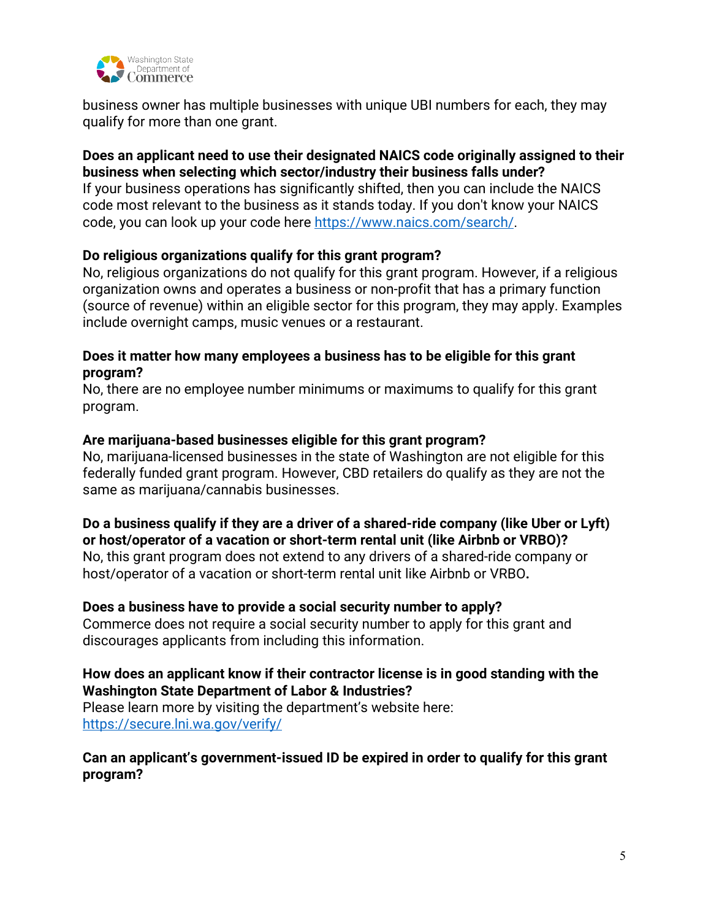business owner has multiple businesses with unique UBI numbers for each, they may qualify for more than one grant.

**Does an applicant need to use their designated NAICS code originally assigned to their business when selecting which sector/industry their business falls under?**
If your business operations has significantly shifted, then you can include the NAICS code most relevant to the business as it stands today. If you don't know your NAICS code, you can look up your code here https://www.naics.com/search/.

**Do religious organizations qualify for this grant program?**
No, religious organizations do not qualify for this grant program. However, if a religious organization owns and operates a business or non-profit that has a primary function (source of revenue) within an eligible sector for this program, they may apply. Examples include overnight camps, music venues or a restaurant.

**Does it matter how many employees a business has to be eligible for this grant program?**
No, there are no employee number minimums or maximums to qualify for this grant program.

**Are marijuana-based businesses eligible for this grant program?**
No, marijuana-licensed businesses in the state of Washington are not eligible for this federally funded grant program. However, CBD retailers do qualify as they are not the same as marijuana/cannabis businesses.

**Do a business qualify if they are a driver of a shared-ride company (like Uber or Lyft) or host/operator of a vacation or short-term rental unit (like Airbnb or VRBO)?**
No, this grant program does not extend to any drivers of a shared-ride company or host/operator of a vacation or short-term rental unit like Airbnb or VRBO**.**

**Does a business have to provide a social security number to apply?**
Commerce does not require a social security number to apply for this grant and discourages applicants from including this information.

**How does an applicant know if their contractor license is in good standing with the Washington State Department of Labor & Industries?**
Please learn more by visiting the department's website here: https://secure.lni.wa.gov/verify/

**Can an applicant's government-issued ID be expired in order to qualify for this grant program?**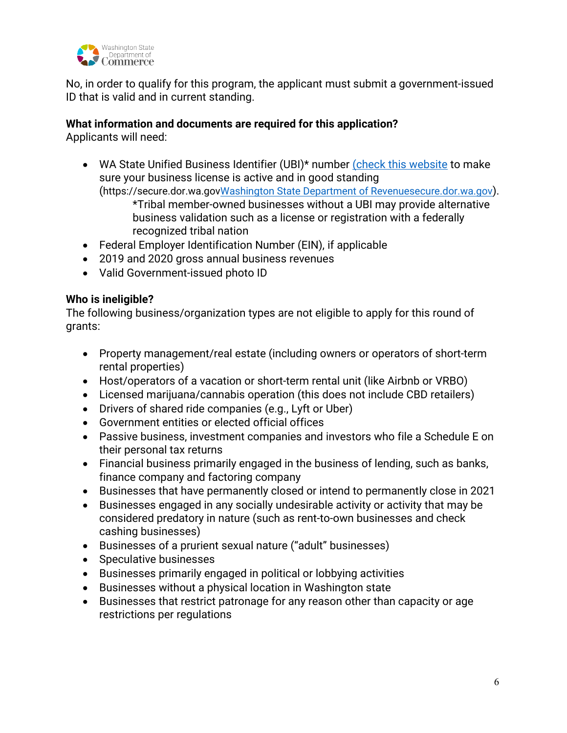No, in order to qualify for this program, the applicant must submit a government-issued ID that is valid and in current standing.

**What information and documents are required for this application?**
Applicants will need:

- WA State Unified Business Identifier (UBI)* number (check this website to make sure your business license is active and in good standing (https://secure.dor.wa.govWashington State Department of Revenuesecure.dor.wa.gov).
  *Tribal member-owned businesses without a UBI may provide alternative business validation such as a license or registration with a federally recognized tribal nation
- Federal Employer Identification Number (EIN), if applicable
- 2019 and 2020 gross annual business revenues
- Valid Government-issued photo ID

**Who is ineligible?**
The following business/organization types are not eligible to apply for this round of grants:

- Property management/real estate (including owners or operators of short-term rental properties)
- Host/operators of a vacation or short-term rental unit (like Airbnb or VRBO)
- Licensed marijuana/cannabis operation (this does not include CBD retailers)
- Drivers of shared ride companies (e.g., Lyft or Uber)
- Government entities or elected official offices
- Passive business, investment companies and investors who file a Schedule E on their personal tax returns
- Financial business primarily engaged in the business of lending, such as banks, finance company and factoring company
- Businesses that have permanently closed or intend to permanently close in 2021
- Businesses engaged in any socially undesirable activity or activity that may be considered predatory in nature (such as rent-to-own businesses and check cashing businesses)
- Businesses of a prurient sexual nature ("adult" businesses)
- Speculative businesses
- Businesses primarily engaged in political or lobbying activities
- Businesses without a physical location in Washington state
- Businesses that restrict patronage for any reason other than capacity or age restrictions per regulations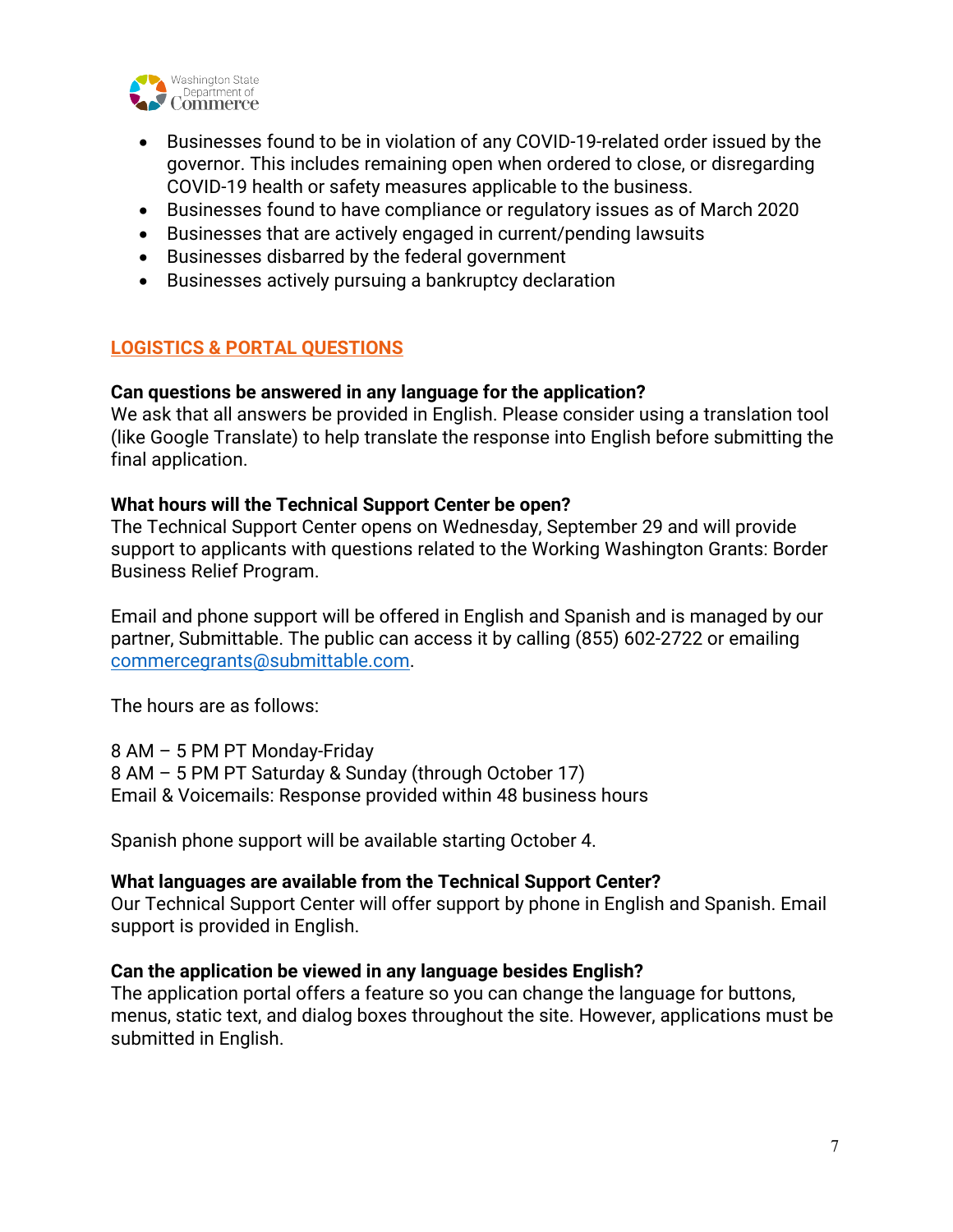- Businesses found to be in violation of any COVID-19-related order issued by the governor. This includes remaining open when ordered to close, or disregarding COVID-19 health or safety measures applicable to the business.
- Businesses found to have compliance or regulatory issues as of March 2020
- Businesses that are actively engaged in current/pending lawsuits
- Businesses disbarred by the federal government
- Businesses actively pursuing a bankruptcy declaration

## LOGISTICS & PORTAL QUESTIONS

**Can questions be answered in any language for the application?**
We ask that all answers be provided in English. Please consider using a translation tool (like Google Translate) to help translate the response into English before submitting the final application.

**What hours will the Technical Support Center be open?**
The Technical Support Center opens on Wednesday, September 29 and will provide support to applicants with questions related to the Working Washington Grants: Border Business Relief Program.

Email and phone support will be offered in English and Spanish and is managed by our partner, Submittable. The public can access it by calling (855) 602-2722 or emailing commercegrants@submittable.com.

The hours are as follows:

8 AM – 5 PM PT Monday-Friday
8 AM – 5 PM PT Saturday & Sunday (through October 17)
Email & Voicemails: Response provided within 48 business hours

Spanish phone support will be available starting October 4.

**What languages are available from the Technical Support Center?**
Our Technical Support Center will offer support by phone in English and Spanish. Email support is provided in English.

**Can the application be viewed in any language besides English?**
The application portal offers a feature so you can change the language for buttons, menus, static text, and dialog boxes throughout the site. However, applications must be submitted in English.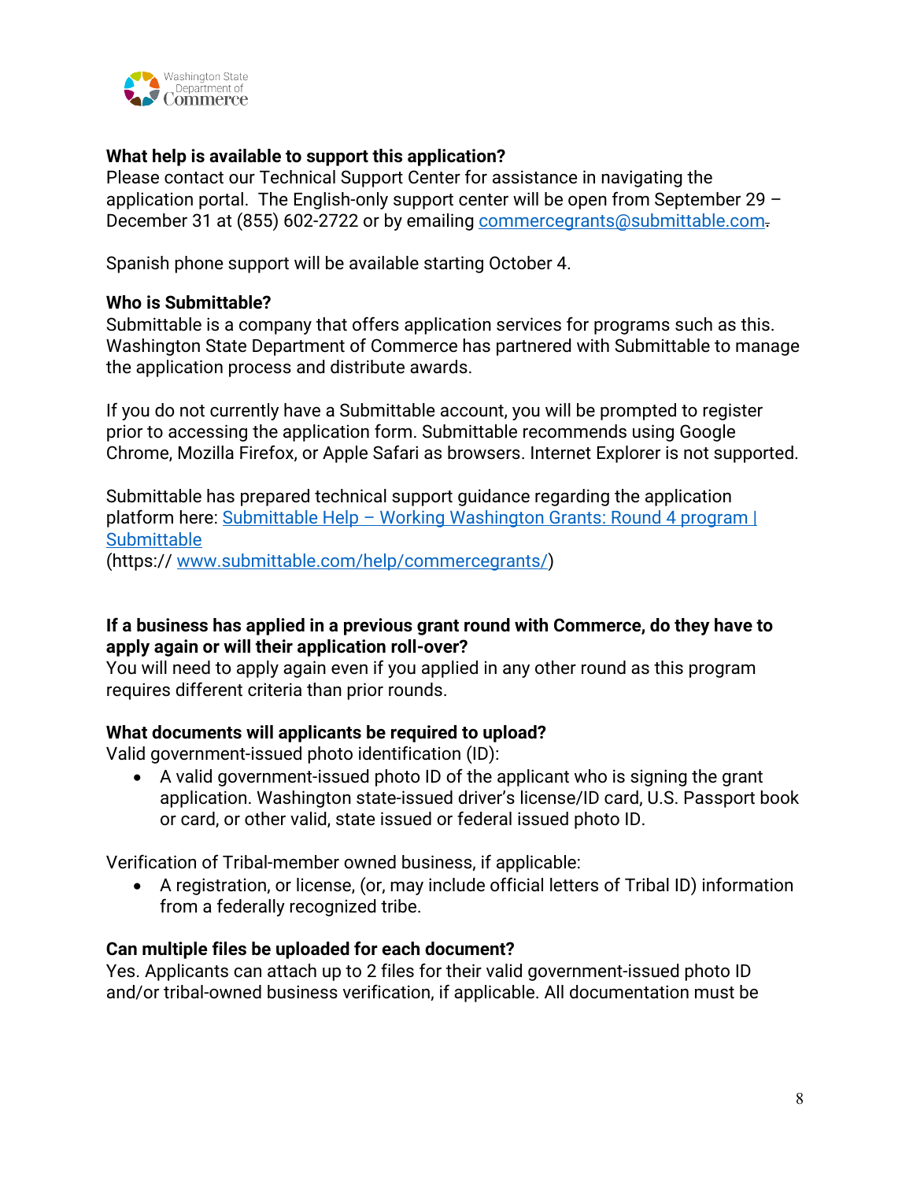**What help is available to support this application?**
Please contact our Technical Support Center for assistance in navigating the application portal. The English-only support center will be open from September 29 – December 31 at (855) 602-2722 or by emailing commercegrants@submittable.com.

Spanish phone support will be available starting October 4.

**Who is Submittable?**
Submittable is a company that offers application services for programs such as this. Washington State Department of Commerce has partnered with Submittable to manage the application process and distribute awards.

If you do not currently have a Submittable account, you will be prompted to register prior to accessing the application form. Submittable recommends using Google Chrome, Mozilla Firefox, or Apple Safari as browsers. Internet Explorer is not supported.

Submittable has prepared technical support guidance regarding the application platform here: Submittable Help – Working Washington Grants: Round 4 program | Submittable
(https:// www.submittable.com/help/commercegrants/)

**If a business has applied in a previous grant round with Commerce, do they have to apply again or will their application roll-over?**
You will need to apply again even if you applied in any other round as this program requires different criteria than prior rounds.

**What documents will applicants be required to upload?**
Valid government-issued photo identification (ID):

- A valid government-issued photo ID of the applicant who is signing the grant application. Washington state-issued driver's license/ID card, U.S. Passport book or card, or other valid, state issued or federal issued photo ID.

Verification of Tribal-member owned business, if applicable:

- A registration, or license, (or, may include official letters of Tribal ID) information from a federally recognized tribe.

**Can multiple files be uploaded for each document?**
Yes. Applicants can attach up to 2 files for their valid government-issued photo ID and/or tribal-owned business verification, if applicable. All documentation must be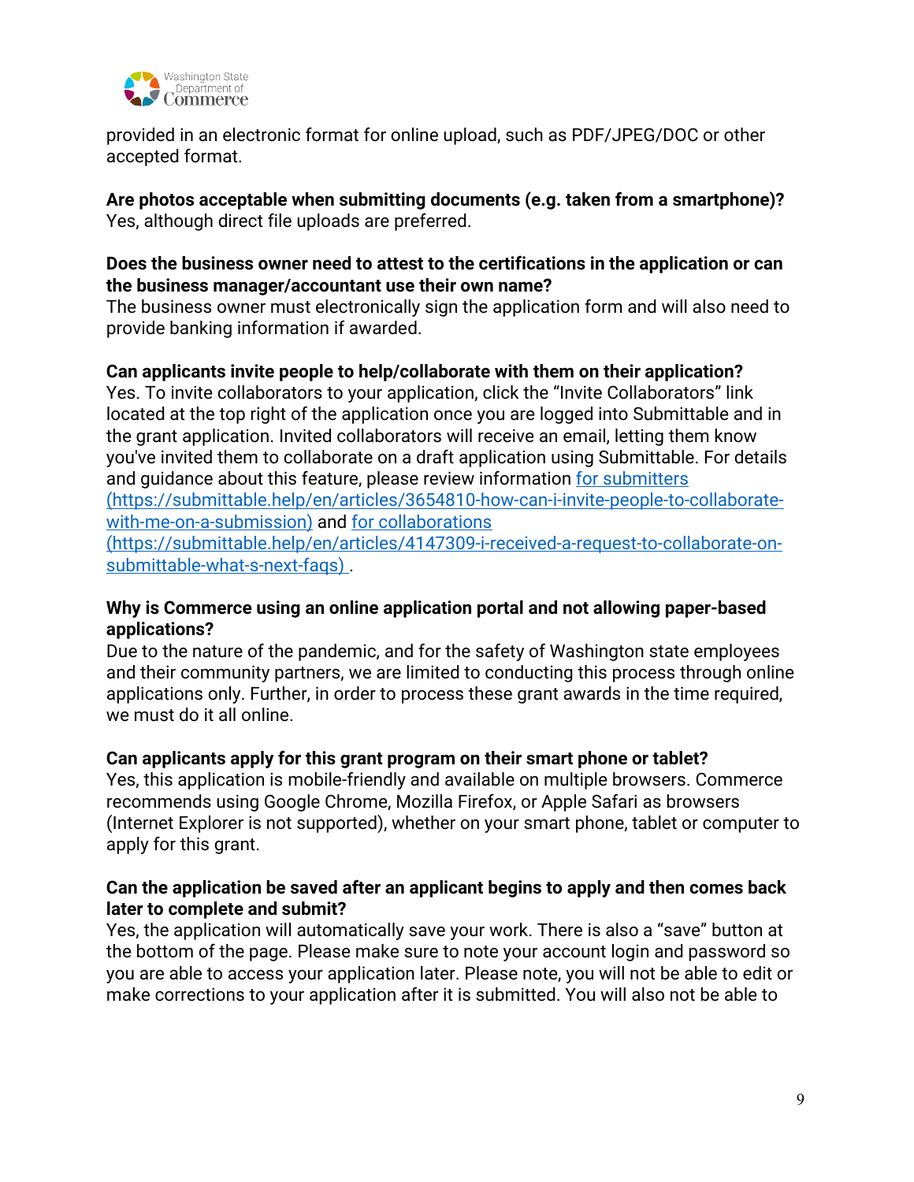provided in an electronic format for online upload, such as PDF/JPEG/DOC or other accepted format.

**Are photos acceptable when submitting documents (e.g. taken from a smartphone)?**
Yes, although direct file uploads are preferred.

**Does the business owner need to attest to the certifications in the application or can the business manager/accountant use their own name?**
The business owner must electronically sign the application form and will also need to provide banking information if awarded.

**Can applicants invite people to help/collaborate with them on their application?**
Yes. To invite collaborators to your application, click the "Invite Collaborators" link located at the top right of the application once you are logged into Submittable and in the grant application. Invited collaborators will receive an email, letting them know you've invited them to collaborate on a draft application using Submittable. For details and guidance about this feature, please review information [for submitters (https://submittable.help/en/articles/3654810-how-can-i-invite-people-to-collaborate-with-me-on-a-submission)](https://submittable.help/en/articles/3654810-how-can-i-invite-people-to-collaborate-with-me-on-a-submission) and [for collaborations (https://submittable.help/en/articles/4147309-i-received-a-request-to-collaborate-on-submittable-what-s-next-faqs)](https://submittable.help/en/articles/4147309-i-received-a-request-to-collaborate-on-submittable-what-s-next-faqs) .

**Why is Commerce using an online application portal and not allowing paper-based applications?**
Due to the nature of the pandemic, and for the safety of Washington state employees and their community partners, we are limited to conducting this process through online applications only. Further, in order to process these grant awards in the time required, we must do it all online.

**Can applicants apply for this grant program on their smart phone or tablet?**
Yes, this application is mobile-friendly and available on multiple browsers. Commerce recommends using Google Chrome, Mozilla Firefox, or Apple Safari as browsers (Internet Explorer is not supported), whether on your smart phone, tablet or computer to apply for this grant.

**Can the application be saved after an applicant begins to apply and then comes back later to complete and submit?**
Yes, the application will automatically save your work. There is also a "save" button at the bottom of the page. Please make sure to note your account login and password so you are able to access your application later. Please note, you will not be able to edit or make corrections to your application after it is submitted. You will also not be able to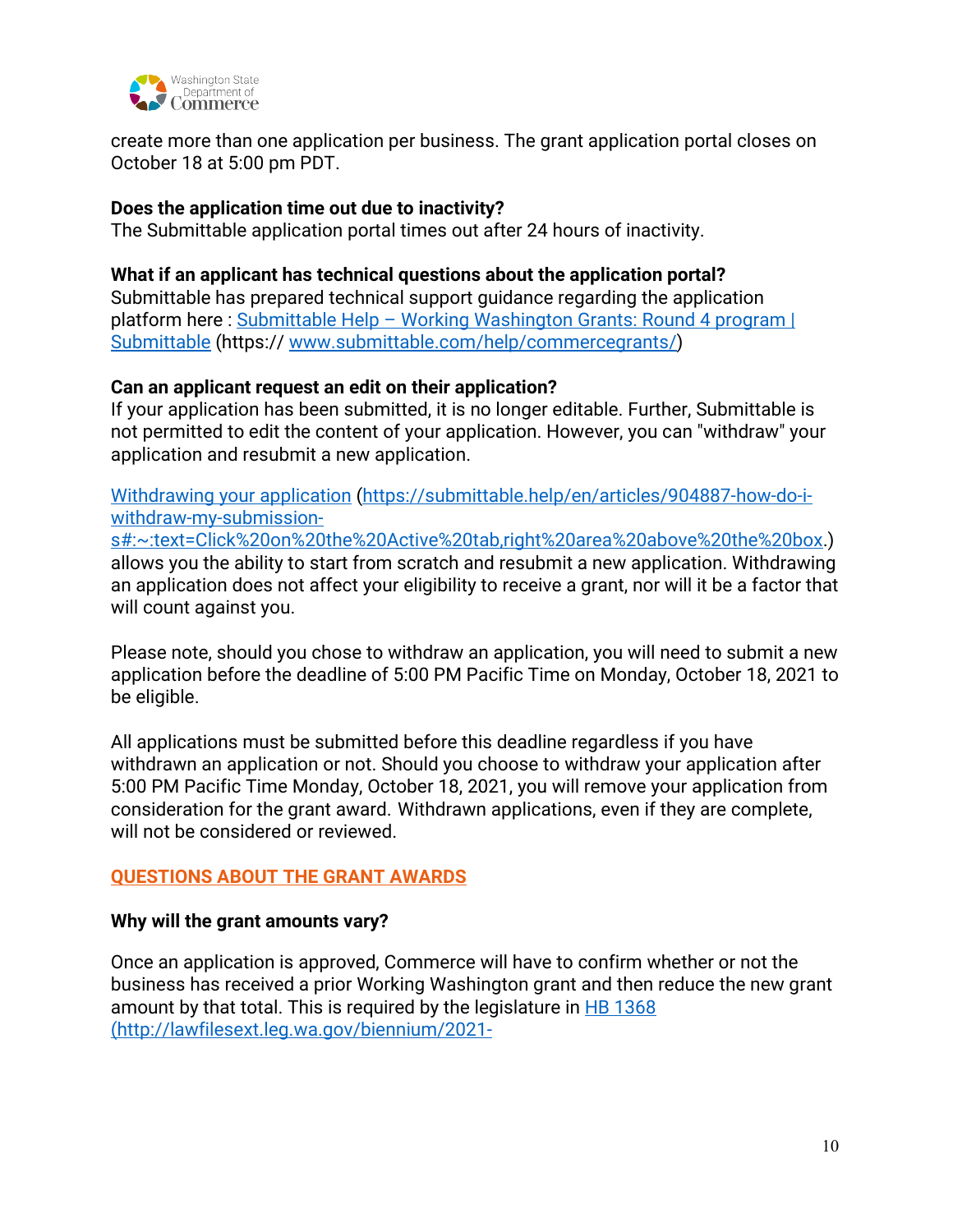create more than one application per business. The grant application portal closes on October 18 at 5:00 pm PDT.

**Does the application time out due to inactivity?**
The Submittable application portal times out after 24 hours of inactivity.

**What if an applicant has technical questions about the application portal?**
Submittable has prepared technical support guidance regarding the application platform here : [Submittable Help – Working Washington Grants: Round 4 program | Submittable](https://www.submittable.com/help/commercegrants/) (https:// [www.submittable.com/help/commercegrants/](https://www.submittable.com/help/commercegrants/))

**Can an applicant request an edit on their application?**
If your application has been submitted, it is no longer editable. Further, Submittable is not permitted to edit the content of your application. However, you can "withdraw" your application and resubmit a new application.

[Withdrawing your application](https://submittable.help/en/articles/904887-how-do-i-withdraw-my-submission-s#:~:text=Click%20on%20the%20Active%20tab,right%20area%20above%20the%20box) ([https://submittable.help/en/articles/904887-how-do-i-withdraw-my-submission-s#:~:text=Click%20on%20the%20Active%20tab,right%20area%20above%20the%20box](https://submittable.help/en/articles/904887-how-do-i-withdraw-my-submission-s#:~:text=Click%20on%20the%20Active%20tab,right%20area%20above%20the%20box).) allows you the ability to start from scratch and resubmit a new application. Withdrawing an application does not affect your eligibility to receive a grant, nor will it be a factor that will count against you.

Please note, should you chose to withdraw an application, you will need to submit a new application before the deadline of 5:00 PM Pacific Time on Monday, October 18, 2021 to be eligible.

All applications must be submitted before this deadline regardless if you have withdrawn an application or not. Should you choose to withdraw your application after 5:00 PM Pacific Time Monday, October 18, 2021, you will remove your application from consideration for the grant award. Withdrawn applications, even if they are complete, will not be considered or reviewed.

## QUESTIONS ABOUT THE GRANT AWARDS

**Why will the grant amounts vary?**

Once an application is approved, Commerce will have to confirm whether or not the business has received a prior Working Washington grant and then reduce the new grant amount by that total. This is required by the legislature in HB 1368 (http://lawfilesext.leg.wa.gov/biennium/2021-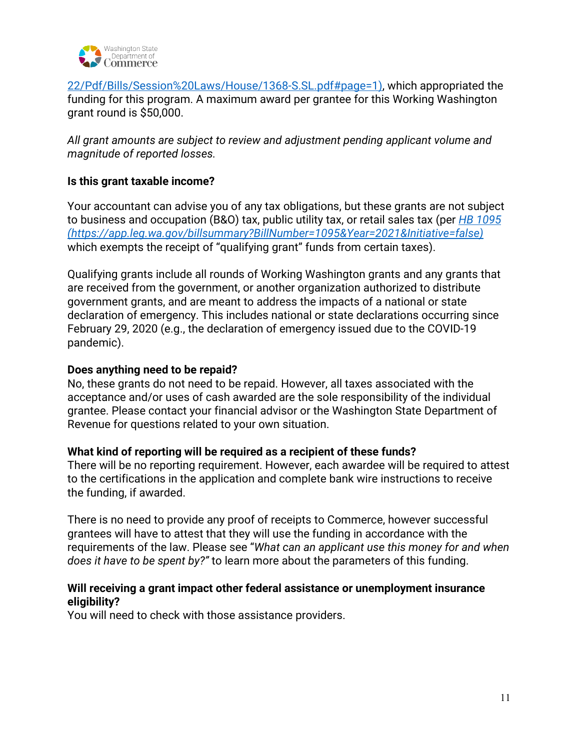22/Pdf/Bills/Session%20Laws/House/1368-S.SL.pdf#page=1), which appropriated the funding for this program. A maximum award per grantee for this Working Washington grant round is $50,000.

*All grant amounts are subject to review and adjustment pending applicant volume and magnitude of reported losses.*

**Is this grant taxable income?**

Your accountant can advise you of any tax obligations, but these grants are not subject to business and occupation (B&O) tax, public utility tax, or retail sales tax (per *HB 1095 (https://app.leg.wa.gov/billsummary?BillNumber=1095&Year=2021&Initiative=false)* which exempts the receipt of "qualifying grant" funds from certain taxes).

Qualifying grants include all rounds of Working Washington grants and any grants that are received from the government, or another organization authorized to distribute government grants, and are meant to address the impacts of a national or state declaration of emergency. This includes national or state declarations occurring since February 29, 2020 (e.g., the declaration of emergency issued due to the COVID-19 pandemic).

**Does anything need to be repaid?**

No, these grants do not need to be repaid. However, all taxes associated with the acceptance and/or uses of cash awarded are the sole responsibility of the individual grantee. Please contact your financial advisor or the Washington State Department of Revenue for questions related to your own situation.

**What kind of reporting will be required as a recipient of these funds?**

There will be no reporting requirement. However, each awardee will be required to attest to the certifications in the application and complete bank wire instructions to receive the funding, if awarded.

There is no need to provide any proof of receipts to Commerce, however successful grantees will have to attest that they will use the funding in accordance with the requirements of the law. Please see "*What can an applicant use this money for and when does it have to be spent by?"* to learn more about the parameters of this funding.

**Will receiving a grant impact other federal assistance or unemployment insurance eligibility?**

You will need to check with those assistance providers.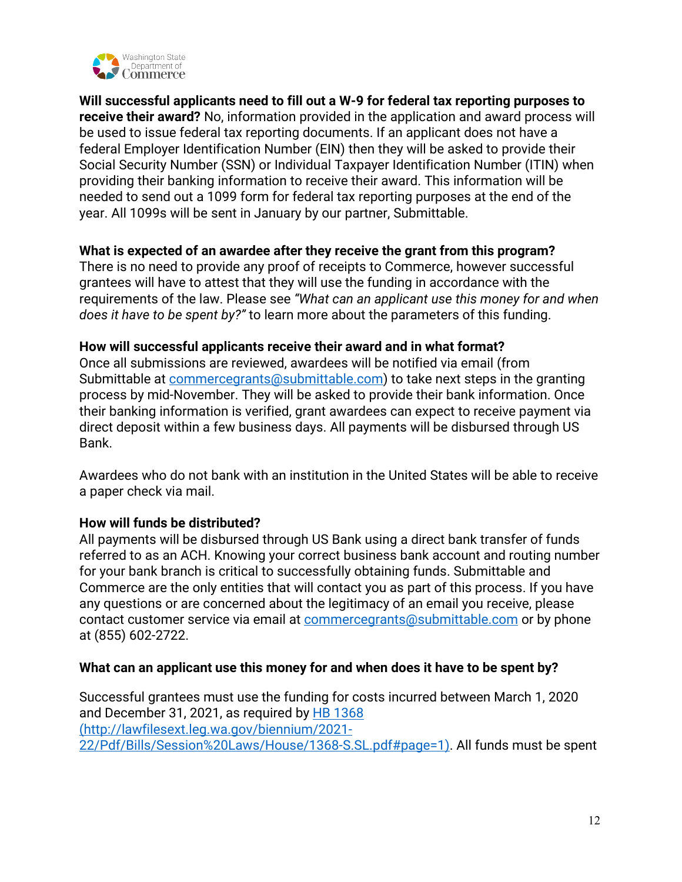**Will successful applicants need to fill out a W-9 for federal tax reporting purposes to receive their award?** No, information provided in the application and award process will be used to issue federal tax reporting documents. If an applicant does not have a federal Employer Identification Number (EIN) then they will be asked to provide their Social Security Number (SSN) or Individual Taxpayer Identification Number (ITIN) when providing their banking information to receive their award. This information will be needed to send out a 1099 form for federal tax reporting purposes at the end of the year. All 1099s will be sent in January by our partner, Submittable.

**What is expected of an awardee after they receive the grant from this program?**
There is no need to provide any proof of receipts to Commerce, however successful grantees will have to attest that they will use the funding in accordance with the requirements of the law. Please see *"What can an applicant use this money for and when does it have to be spent by?"* to learn more about the parameters of this funding.

**How will successful applicants receive their award and in what format?**
Once all submissions are reviewed, awardees will be notified via email (from Submittable at [commercegrants@submittable.com](mailto:commercegrants@submittable.com)) to take next steps in the granting process by mid-November. They will be asked to provide their bank information. Once their banking information is verified, grant awardees can expect to receive payment via direct deposit within a few business days. All payments will be disbursed through US Bank.

Awardees who do not bank with an institution in the United States will be able to receive a paper check via mail.

**How will funds be distributed?**
All payments will be disbursed through US Bank using a direct bank transfer of funds referred to as an ACH. Knowing your correct business bank account and routing number for your bank branch is critical to successfully obtaining funds. Submittable and Commerce are the only entities that will contact you as part of this process. If you have any questions or are concerned about the legitimacy of an email you receive, please contact customer service via email at [commercegrants@submittable.com](mailto:commercegrants@submittable.com) or by phone at (855) 602-2722.

**What can an applicant use this money for and when does it have to be spent by?**

Successful grantees must use the funding for costs incurred between March 1, 2020 and December 31, 2021, as required by [HB 1368 (http://lawfilesext.leg.wa.gov/biennium/2021-22/Pdf/Bills/Session%20Laws/House/1368-S.SL.pdf#page=1)](http://lawfilesext.leg.wa.gov/biennium/2021-22/Pdf/Bills/Session%20Laws/House/1368-S.SL.pdf#page=1). All funds must be spent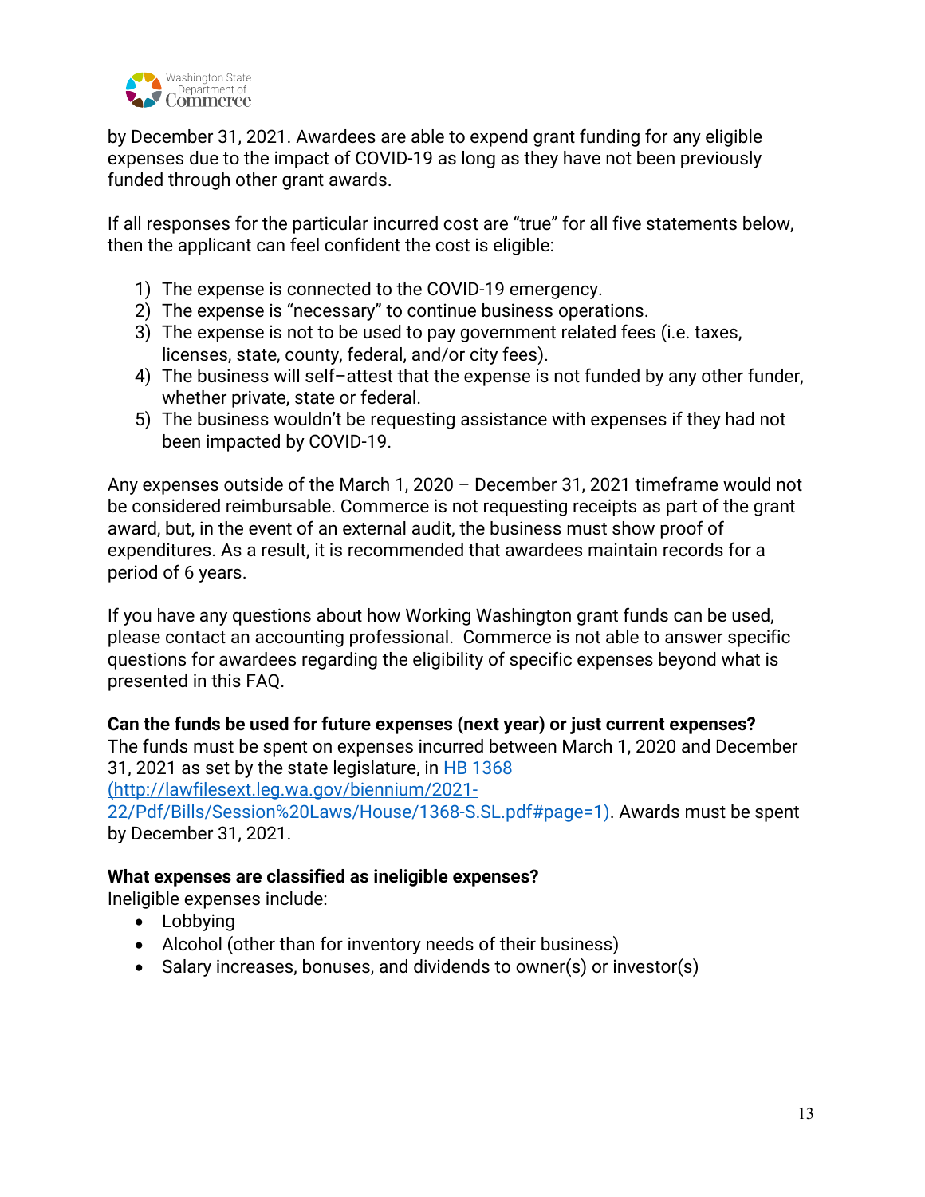by December 31, 2021. Awardees are able to expend grant funding for any eligible expenses due to the impact of COVID-19 as long as they have not been previously funded through other grant awards.

If all responses for the particular incurred cost are "true" for all five statements below, then the applicant can feel confident the cost is eligible:

1) The expense is connected to the COVID-19 emergency.
2) The expense is "necessary" to continue business operations.
3) The expense is not to be used to pay government related fees (i.e. taxes, licenses, state, county, federal, and/or city fees).
4) The business will self–attest that the expense is not funded by any other funder, whether private, state or federal.
5) The business wouldn't be requesting assistance with expenses if they had not been impacted by COVID-19.

Any expenses outside of the March 1, 2020 – December 31, 2021 timeframe would not be considered reimbursable. Commerce is not requesting receipts as part of the grant award, but, in the event of an external audit, the business must show proof of expenditures. As a result, it is recommended that awardees maintain records for a period of 6 years.

If you have any questions about how Working Washington grant funds can be used, please contact an accounting professional. Commerce is not able to answer specific questions for awardees regarding the eligibility of specific expenses beyond what is presented in this FAQ.

**Can the funds be used for future expenses (next year) or just current expenses?**
The funds must be spent on expenses incurred between March 1, 2020 and December 31, 2021 as set by the state legislature, in [HB 1368 (http://lawfilesext.leg.wa.gov/biennium/2021-22/Pdf/Bills/Session%20Laws/House/1368-S.SL.pdf#page=1)](http://lawfilesext.leg.wa.gov/biennium/2021-22/Pdf/Bills/Session%20Laws/House/1368-S.SL.pdf#page=1). Awards must be spent by December 31, 2021.

**What expenses are classified as ineligible expenses?**
Ineligible expenses include:

- Lobbying
- Alcohol (other than for inventory needs of their business)
- Salary increases, bonuses, and dividends to owner(s) or investor(s)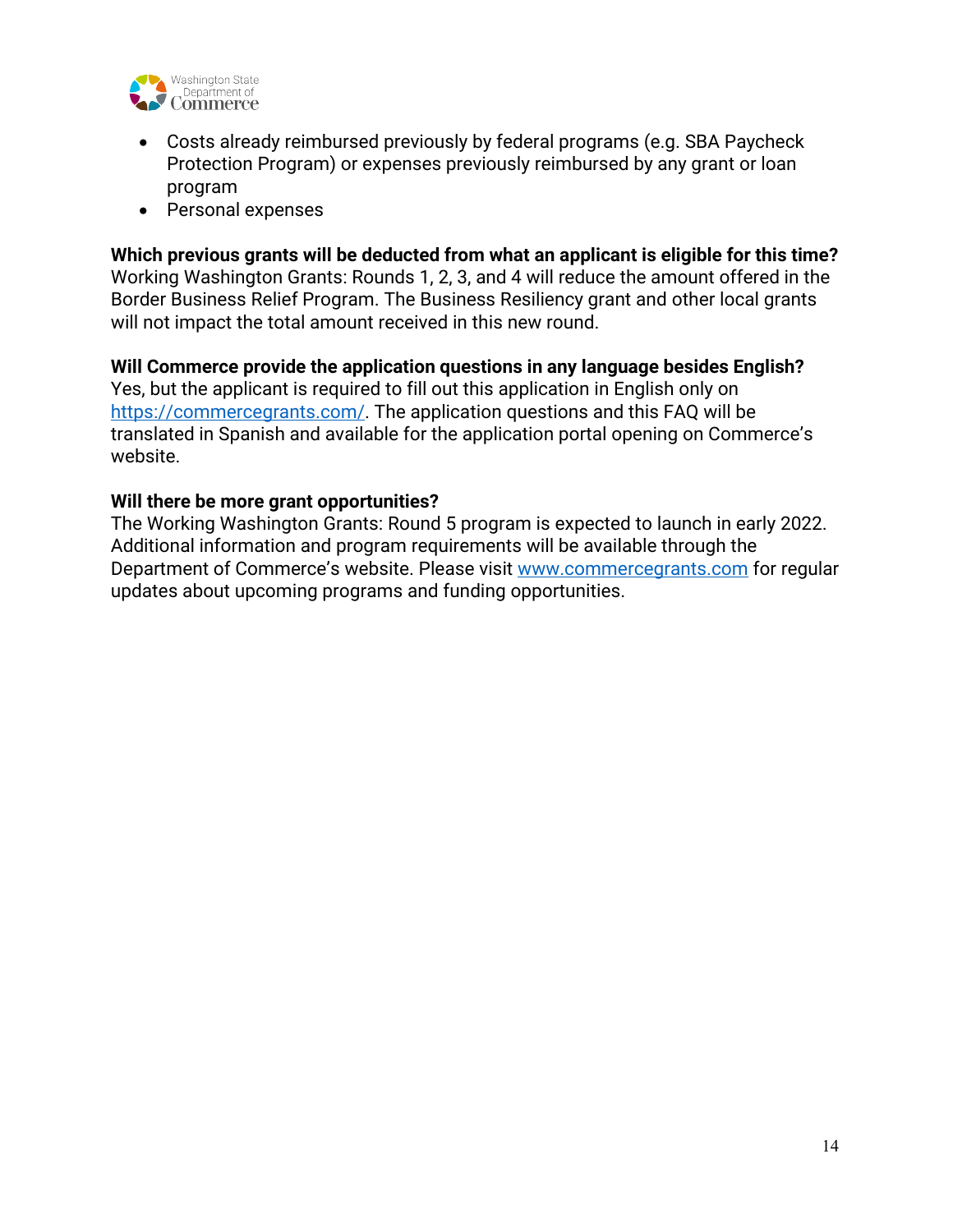- Costs already reimbursed previously by federal programs (e.g. SBA Paycheck Protection Program) or expenses previously reimbursed by any grant or loan program
- Personal expenses

**Which previous grants will be deducted from what an applicant is eligible for this time?**
Working Washington Grants: Rounds 1, 2, 3, and 4 will reduce the amount offered in the Border Business Relief Program. The Business Resiliency grant and other local grants will not impact the total amount received in this new round.

**Will Commerce provide the application questions in any language besides English?**
Yes, but the applicant is required to fill out this application in English only on [https://commercegrants.com/](https://commercegrants.com/). The application questions and this FAQ will be translated in Spanish and available for the application portal opening on Commerce's website.

**Will there be more grant opportunities?**
The Working Washington Grants: Round 5 program is expected to launch in early 2022. Additional information and program requirements will be available through the Department of Commerce's website. Please visit [www.commercegrants.com](www.commercegrants.com) for regular updates about upcoming programs and funding opportunities.